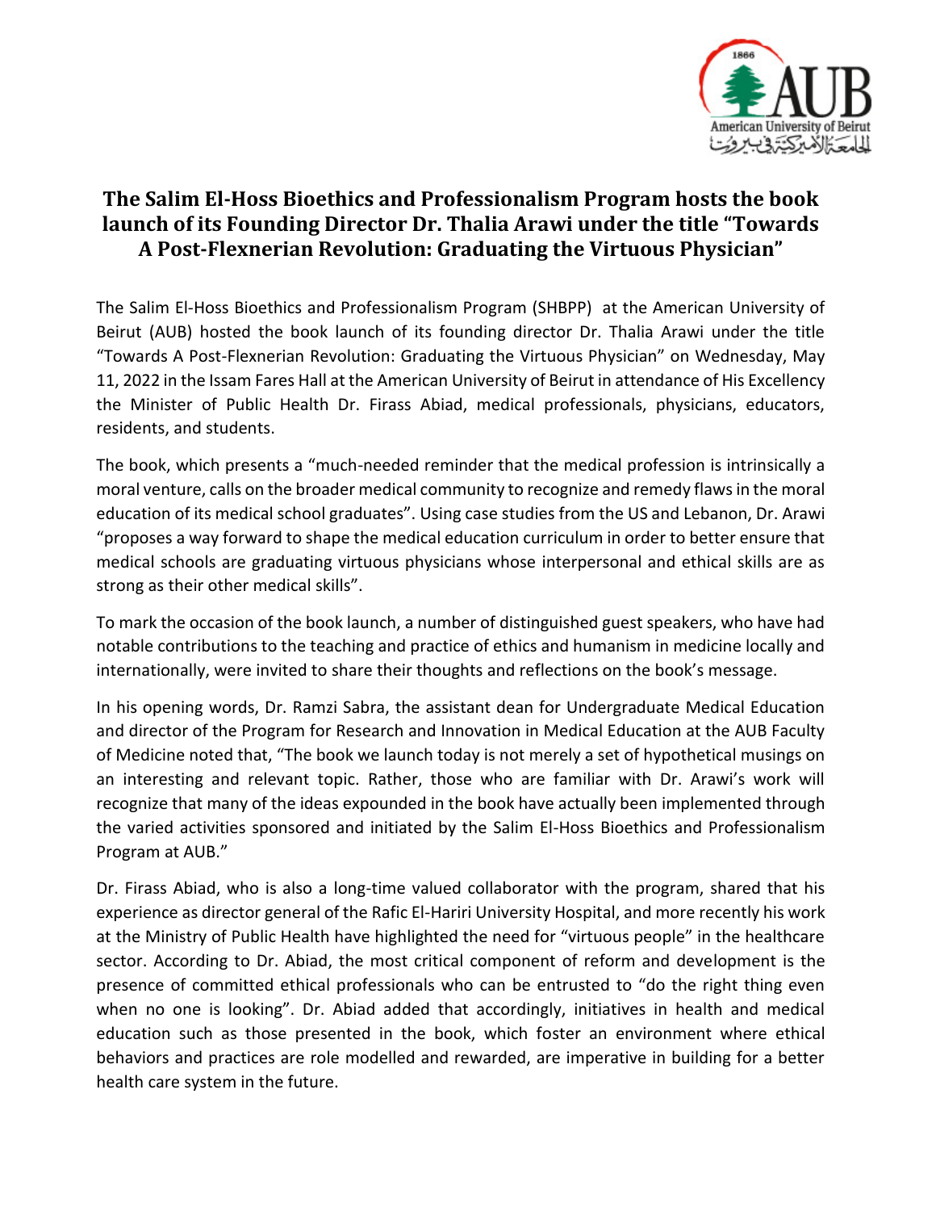# The Salim El-Hoss Bioethics and Professionalism Program hosts the book launch of its Founding Director Dr. Thalia Arawi under the title "Towards A Post-Flexnerian Revolution: Graduating the Virtuous Physician"

The Salim El-Hoss Bioethics and Professionalism Program (SHBPP) at the American University of Beirut (AUB) hosted the book launch of its founding director Dr. Thalia Arawi under the title "Towards A Post-Flexnerian Revolution: Graduating the Virtuous Physician" on Wednesday, May 11, 2022 in the Issam Fares Hall at the American University of Beirut in attendance of His Excellency the Minister of Public Health Dr. Firass Abiad, medical professionals, physicians, educators, residents, and students.

The book, which presents a "much-needed reminder that the medical profession is intrinsically a moral venture, calls on the broader medical community to recognize and remedy flaws in the moral education of its medical school graduates". Using case studies from the US and Lebanon, Dr. Arawi "proposes a way forward to shape the medical education curriculum in order to better ensure that medical schools are graduating virtuous physicians whose interpersonal and ethical skills are as strong as their other medical skills".

To mark the occasion of the book launch, a number of distinguished guest speakers, who have had notable contributions to the teaching and practice of ethics and humanism in medicine locally and internationally, were invited to share their thoughts and reflections on the book's message.

In his opening words, Dr. Ramzi Sabra, the assistant dean for Undergraduate Medical Education and director of the Program for Research and Innovation in Medical Education at the AUB Faculty of Medicine noted that, "The book we launch today is not merely a set of hypothetical musings on an interesting and relevant topic. Rather, those who are familiar with Dr. Arawi's work will recognize that many of the ideas expounded in the book have actually been implemented through the varied activities sponsored and initiated by the Salim El-Hoss Bioethics and Professionalism Program at AUB."

Dr. Firass Abiad, who is also a long-time valued collaborator with the program, shared that his experience as director general of the Rafic El-Hariri University Hospital, and more recently his work at the Ministry of Public Health have highlighted the need for "virtuous people" in the healthcare sector. According to Dr. Abiad, the most critical component of reform and development is the presence of committed ethical professionals who can be entrusted to "do the right thing even when no one is looking". Dr. Abiad added that accordingly, initiatives in health and medical education such as those presented in the book, which foster an environment where ethical behaviors and practices are role modelled and rewarded, are imperative in building for a better health care system in the future.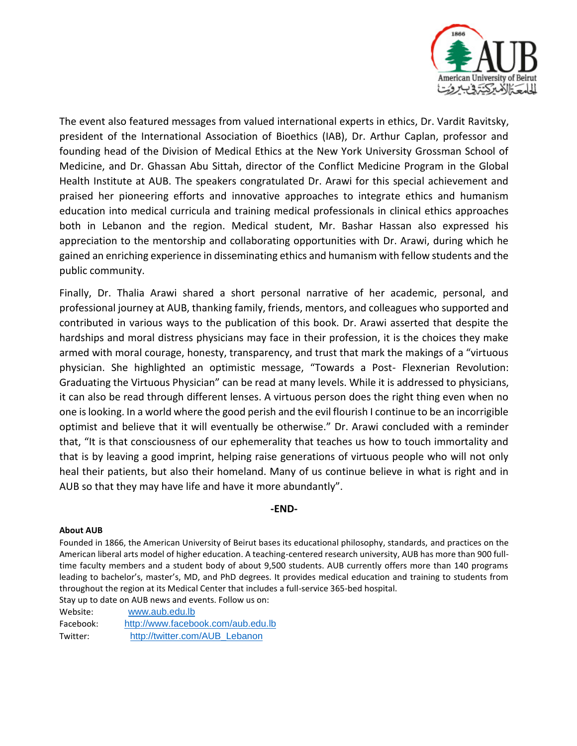The event also featured messages from valued international experts in ethics, Dr. Vardit Ravitsky, president of the International Association of Bioethics (IAB), Dr. Arthur Caplan, professor and founding head of the Division of Medical Ethics at the New York University Grossman School of Medicine, and Dr. Ghassan Abu Sittah, director of the Conflict Medicine Program in the Global Health Institute at AUB. The speakers congratulated Dr. Arawi for this special achievement and praised her pioneering efforts and innovative approaches to integrate ethics and humanism education into medical curricula and training medical professionals in clinical ethics approaches both in Lebanon and the region. Medical student, Mr. Bashar Hassan also expressed his appreciation to the mentorship and collaborating opportunities with Dr. Arawi, during which he gained an enriching experience in disseminating ethics and humanism with fellow students and the public community.

Finally, Dr. Thalia Arawi shared a short personal narrative of her academic, personal, and professional journey at AUB, thanking family, friends, mentors, and colleagues who supported and contributed in various ways to the publication of this book. Dr. Arawi asserted that despite the hardships and moral distress physicians may face in their profession, it is the choices they make armed with moral courage, honesty, transparency, and trust that mark the makings of a "virtuous physician. She highlighted an optimistic message, "Towards a Post- Flexnerian Revolution: Graduating the Virtuous Physician" can be read at many levels. While it is addressed to physicians, it can also be read through different lenses. A virtuous person does the right thing even when no one is looking. In a world where the good perish and the evil flourish I continue to be an incorrigible optimist and believe that it will eventually be otherwise." Dr. Arawi concluded with a reminder that, "It is that consciousness of our ephemerality that teaches us how to touch immortality and that is by leaving a good imprint, helping raise generations of virtuous people who will not only heal their patients, but also their homeland. Many of us continue believe in what is right and in AUB so that they may have life and have it more abundantly".

**-END-**

**About AUB**

Founded in 1866, the American University of Beirut bases its educational philosophy, standards, and practices on the American liberal arts model of higher education. A teaching-centered research university, AUB has more than 900 full-time faculty members and a student body of about 9,500 students. AUB currently offers more than 140 programs leading to bachelor's, master's, MD, and PhD degrees. It provides medical education and training to students from throughout the region at its Medical Center that includes a full-service 365-bed hospital.

Stay up to date on AUB news and events. Follow us on:

Website: www.aub.edu.lb
Facebook: http://www.facebook.com/aub.edu.lb
Twitter: http://twitter.com/AUB_Lebanon